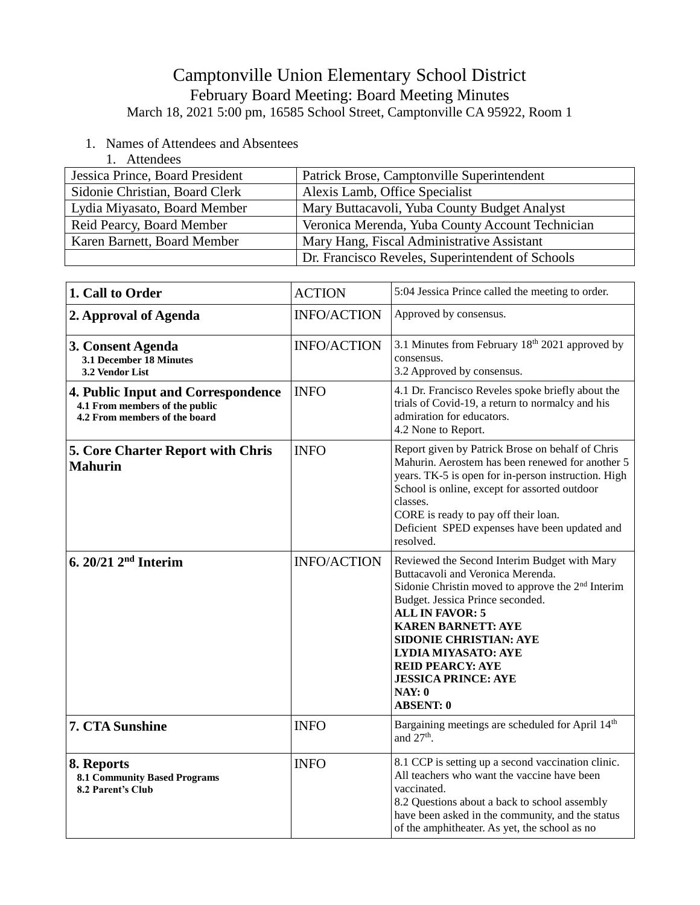# Camptonville Union Elementary School District

## February Board Meeting: Board Meeting Minutes

March 18, 2021 5:00 pm, 16585 School Street, Camptonville CA 95922, Room 1

1. Names of Attendees and Absentees
   1. Attendees

| | |
|---|---|
| Jessica Prince, Board President | Patrick Brose, Camptonville Superintendent |
| Sidonie Christian, Board Clerk | Alexis Lamb, Office Specialist |
| Lydia Miyasato, Board Member | Mary Buttacavoli, Yuba County Budget Analyst |
| Reid Pearcy, Board Member | Veronica Merenda, Yuba County Account Technician |
| Karen Barnett, Board Member | Mary Hang, Fiscal Administrative Assistant |
| | Dr. Francisco Reveles, Superintendent of Schools |

| | | |
|---|---|---|
| **1. Call to Order** | ACTION | 5:04 Jessica Prince called the meeting to order. |
| **2. Approval of Agenda** | INFO/ACTION | Approved by consensus. |
| **3. Consent Agenda**<br>**3.1 December 18 Minutes**<br>**3.2 Vendor List** | INFO/ACTION | 3.1 Minutes from February 18th 2021 approved by consensus.<br>3.2 Approved by consensus. |
| **4. Public Input and Correspondence**<br>**4.1 From members of the public**<br>**4.2 From members of the board** | INFO | 4.1 Dr. Francisco Reveles spoke briefly about the trials of Covid-19, a return to normalcy and his admiration for educators.<br>4.2 None to Report. |
| **5. Core Charter Report with Chris Mahurin** | INFO | Report given by Patrick Brose on behalf of Chris Mahurin. Aerostem has been renewed for another 5 years. TK-5 is open for in-person instruction. High School is online, except for assorted outdoor classes.<br>CORE is ready to pay off their loan.<br>Deficient SPED expenses have been updated and resolved. |
| **6. 20/21 2nd Interim** | INFO/ACTION | Reviewed the Second Interim Budget with Mary Buttacavoli and Veronica Merenda.<br>Sidonie Christin moved to approve the 2nd Interim Budget. Jessica Prince seconded.<br>**ALL IN FAVOR: 5**<br>**KAREN BARNETT: AYE**<br>**SIDONIE CHRISTIAN: AYE**<br>**LYDIA MIYASATO: AYE**<br>**REID PEARCY: AYE**<br>**JESSICA PRINCE: AYE**<br>**NAY: 0**<br>**ABSENT: 0** |
| **7. CTA Sunshine** | INFO | Bargaining meetings are scheduled for April 14th and 27th. |
| **8. Reports**<br>**8.1 Community Based Programs**<br>**8.2 Parent's Club** | INFO | 8.1 CCP is setting up a second vaccination clinic. All teachers who want the vaccine have been vaccinated.<br>8.2 Questions about a back to school assembly have been asked in the community, and the status of the amphitheater. As yet, the school as no |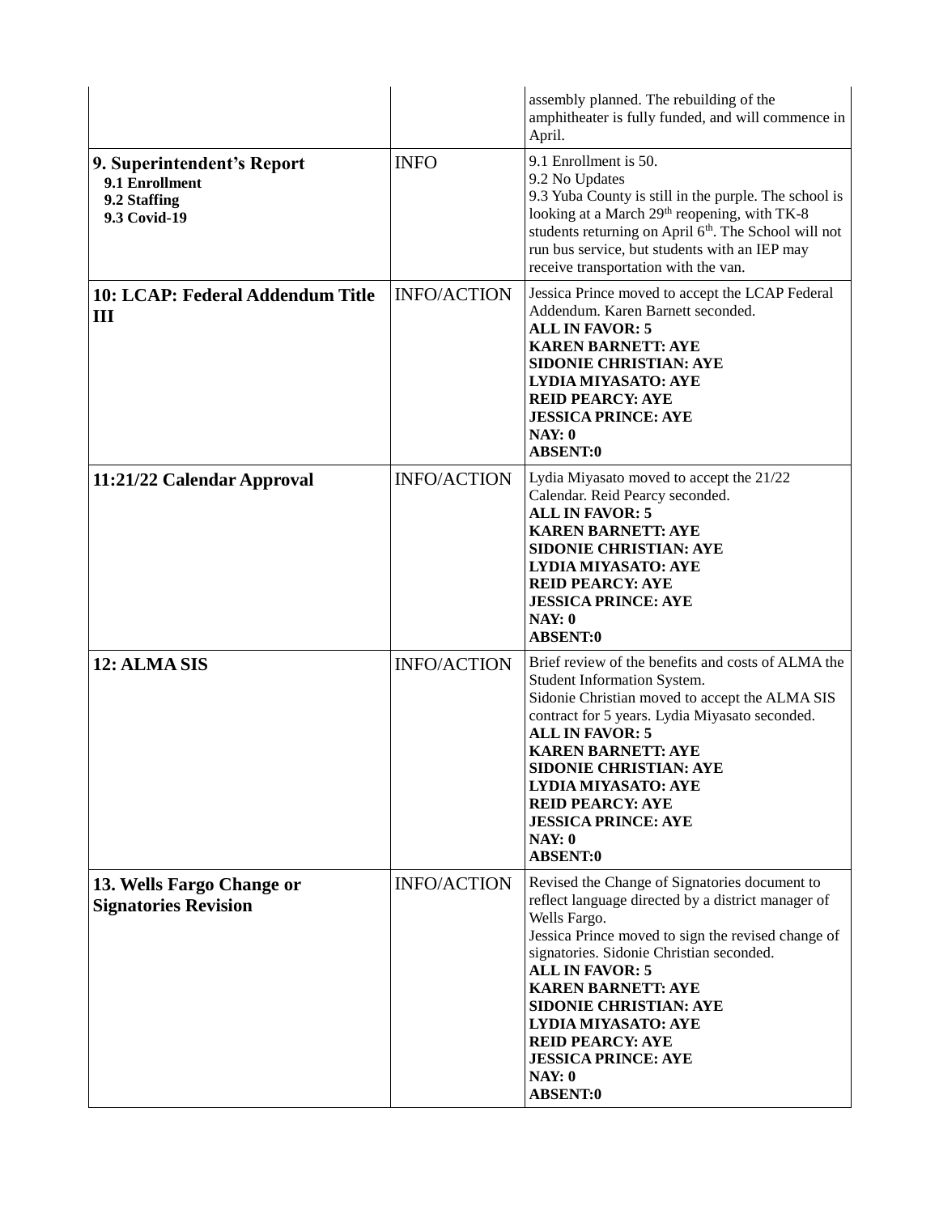| | | |
|---|---|---|
| | | assembly planned. The rebuilding of the amphitheater is fully funded, and will commence in April. |
| **9. Superintendent's Report**<br>**9.1 Enrollment**<br>**9.2 Staffing**<br>**9.3 Covid-19** | INFO | 9.1 Enrollment is 50.<br>9.2 No Updates<br>9.3 Yuba County is still in the purple. The school is looking at a March 29th reopening, with TK-8 students returning on April 6th. The School will not run bus service, but students with an IEP may receive transportation with the van. |
| **10: LCAP: Federal Addendum Title III** | INFO/ACTION | Jessica Prince moved to accept the LCAP Federal Addendum. Karen Barnett seconded.<br>**ALL IN FAVOR: 5**<br>**KAREN BARNETT: AYE**<br>**SIDONIE CHRISTIAN: AYE**<br>**LYDIA MIYASATO: AYE**<br>**REID PEARCY: AYE**<br>**JESSICA PRINCE: AYE**<br>**NAY: 0**<br>**ABSENT:0** |
| **11:21/22 Calendar Approval** | INFO/ACTION | Lydia Miyasato moved to accept the 21/22 Calendar. Reid Pearcy seconded.<br>**ALL IN FAVOR: 5**<br>**KAREN BARNETT: AYE**<br>**SIDONIE CHRISTIAN: AYE**<br>**LYDIA MIYASATO: AYE**<br>**REID PEARCY: AYE**<br>**JESSICA PRINCE: AYE**<br>**NAY: 0**<br>**ABSENT:0** |
| **12: ALMA SIS** | INFO/ACTION | Brief review of the benefits and costs of ALMA the Student Information System.<br>Sidonie Christian moved to accept the ALMA SIS contract for 5 years. Lydia Miyasato seconded.<br>**ALL IN FAVOR: 5**<br>**KAREN BARNETT: AYE**<br>**SIDONIE CHRISTIAN: AYE**<br>**LYDIA MIYASATO: AYE**<br>**REID PEARCY: AYE**<br>**JESSICA PRINCE: AYE**<br>**NAY: 0**<br>**ABSENT:0** |
| **13. Wells Fargo Change or Signatories Revision** | INFO/ACTION | Revised the Change of Signatories document to reflect language directed by a district manager of Wells Fargo.<br>Jessica Prince moved to sign the revised change of signatories. Sidonie Christian seconded.<br>**ALL IN FAVOR: 5**<br>**KAREN BARNETT: AYE**<br>**SIDONIE CHRISTIAN: AYE**<br>**LYDIA MIYASATO: AYE**<br>**REID PEARCY: AYE**<br>**JESSICA PRINCE: AYE**<br>**NAY: 0**<br>**ABSENT:0** |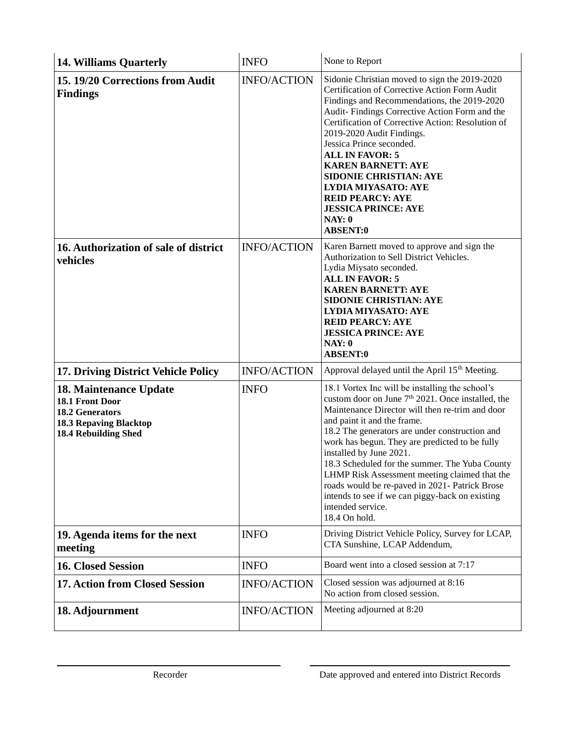| | | |
|---|---|---|
| **14. Williams Quarterly** | INFO | None to Report |
| **15. 19/20 Corrections from Audit Findings** | INFO/ACTION | Sidonie Christian moved to sign the 2019-2020 Certification of Corrective Action Form Audit Findings and Recommendations, the 2019-2020 Audit- Findings Corrective Action Form and the Certification of Corrective Action: Resolution of 2019-2020 Audit Findings.<br>Jessica Prince seconded.<br>**ALL IN FAVOR: 5**<br>**KAREN BARNETT: AYE**<br>**SIDONIE CHRISTIAN: AYE**<br>**LYDIA MIYASATO: AYE**<br>**REID PEARCY: AYE**<br>**JESSICA PRINCE: AYE**<br>**NAY: 0**<br>**ABSENT:0** |
| **16. Authorization of sale of district vehicles** | INFO/ACTION | Karen Barnett moved to approve and sign the Authorization to Sell District Vehicles.<br>Lydia Miysato seconded.<br>**ALL IN FAVOR: 5**<br>**KAREN BARNETT: AYE**<br>**SIDONIE CHRISTIAN: AYE**<br>**LYDIA MIYASATO: AYE**<br>**REID PEARCY: AYE**<br>**JESSICA PRINCE: AYE**<br>**NAY: 0**<br>**ABSENT:0** |
| **17. Driving District Vehicle Policy** | INFO/ACTION | Approval delayed until the April 15th Meeting. |
| **18. Maintenance Update**<br>**18.1 Front Door**<br>**18.2 Generators**<br>**18.3 Repaving Blacktop**<br>**18.4 Rebuilding Shed** | INFO | 18.1 Vortex Inc will be installing the school's custom door on June 7th 2021. Once installed, the Maintenance Director will then re-trim and door and paint it and the frame.<br>18.2 The generators are under construction and work has begun. They are predicted to be fully installed by June 2021.<br>18.3 Scheduled for the summer. The Yuba County LHMP Risk Assessment meeting claimed that the roads would be re-paved in 2021- Patrick Brose intends to see if we can piggy-back on existing intended service.<br>18.4 On hold. |
| **19. Agenda items for the next meeting** | INFO | Driving District Vehicle Policy, Survey for LCAP, CTA Sunshine, LCAP Addendum, |
| **16. Closed Session** | INFO | Board went into a closed session at 7:17 |
| **17. Action from Closed Session** | INFO/ACTION | Closed session was adjourned at 8:16<br>No action from closed session. |
| **18. Adjournment** | INFO/ACTION | Meeting adjourned at 8:20 |

Recorder

Date approved and entered into District Records